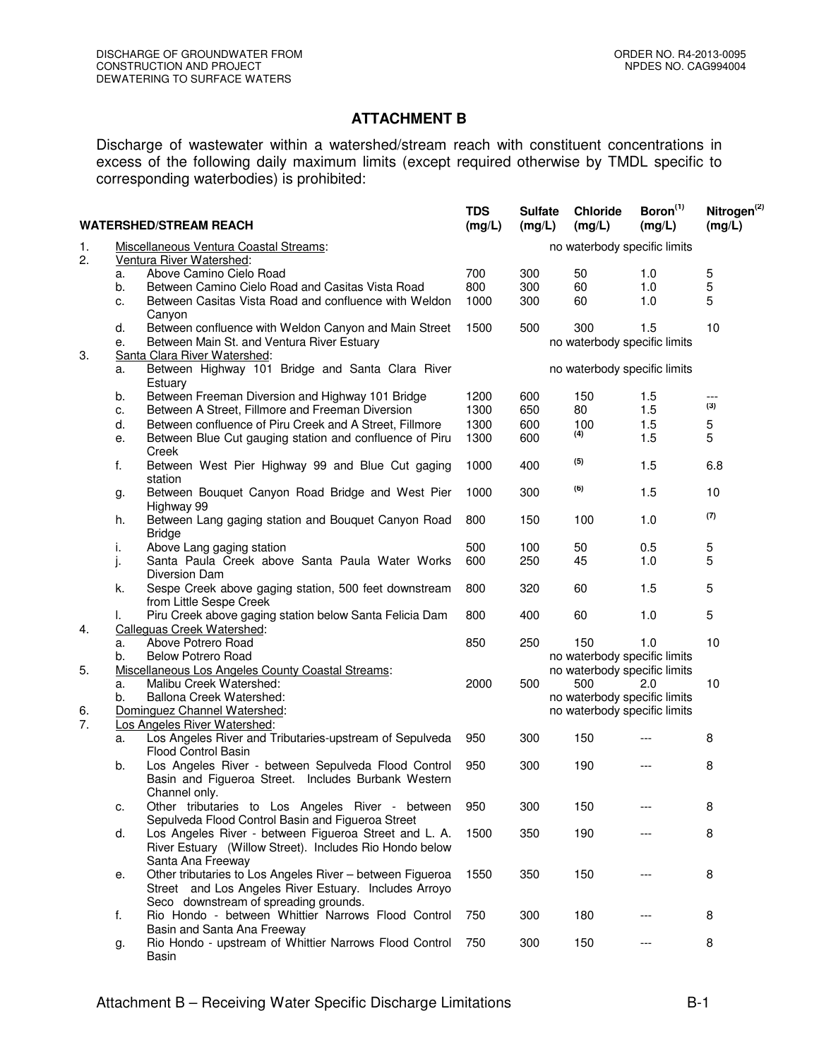## ATTACHMENT B

Discharge of wastewater within a watershed/stream reach with constituent concentrations in excess of the following daily maximum limits (except required otherwise by TMDL specific to corresponding waterbodies) is prohibited:

| WATERSHED/STREAM REACH | TDS (mg/L) | Sulfate (mg/L) | Chloride (mg/L) | Boron[(1)] (mg/L) | Nitrogen[(2)] (mg/L) |
|---|---|---|---|---|---|
| 1. Miscellaneous Ventura Coastal Streams: | no waterbody specific limits | | | | |
| 2. Ventura River Watershed: | | | | | |
| a. Above Camino Cielo Road | 700 | 300 | 50 | 1.0 | 5 |
| b. Between Camino Cielo Road and Casitas Vista Road | 800 | 300 | 60 | 1.0 | 5 |
| c. Between Casitas Vista Road and confluence with Weldon Canyon | 1000 | 300 | 60 | 1.0 | 5 |
| d. Between confluence with Weldon Canyon and Main Street | 1500 | 500 | 300 | 1.5 | 10 |
| e. Between Main St. and Ventura River Estuary | no waterbody specific limits | | | | |
| 3. Santa Clara River Watershed: | | | | | |
| a. Between Highway 101 Bridge and Santa Clara River Estuary | no waterbody specific limits | | | | |
| b. Between Freeman Diversion and Highway 101 Bridge | 1200 | 600 | 150 | 1.5 | --- |
| c. Between A Street, Fillmore and Freeman Diversion | 1300 | 650 | 80 | 1.5 | (3) |
| d. Between confluence of Piru Creek and A Street, Fillmore | 1300 | 600 | 100 | 1.5 | 5 |
| e. Between Blue Cut gauging station and confluence of Piru Creek | 1300 | 600 | (4) | 1.5 | 5 |
| f. Between West Pier Highway 99 and Blue Cut gaging station | 1000 | 400 | (5) | 1.5 | 6.8 |
| g. Between Bouquet Canyon Road Bridge and West Pier Highway 99 | 1000 | 300 | (6) | 1.5 | 10 |
| h. Between Lang gaging station and Bouquet Canyon Road Bridge | 800 | 150 | 100 | 1.0 | (7) |
| i. Above Lang gaging station | 500 | 100 | 50 | 0.5 | 5 |
| j. Santa Paula Creek above Santa Paula Water Works Diversion Dam | 600 | 250 | 45 | 1.0 | 5 |
| k. Sespe Creek above gaging station, 500 feet downstream from Little Sespe Creek | 800 | 320 | 60 | 1.5 | 5 |
| l. Piru Creek above gaging station below Santa Felicia Dam | 800 | 400 | 60 | 1.0 | 5 |
| 4. Calleguas Creek Watershed: | | | | | |
| a. Above Potrero Road | 850 | 250 | 150 | 1.0 | 10 |
| b. Below Potrero Road | no waterbody specific limits | | | | |
| 5. Miscellaneous Los Angeles County Coastal Streams: | no waterbody specific limits | | | | |
| a. Malibu Creek Watershed: | 2000 | 500 | 500 | 2.0 | 10 |
| b. Ballona Creek Watershed: | no waterbody specific limits | | | | |
| 6. Dominguez Channel Watershed: | no waterbody specific limits | | | | |
| 7. Los Angeles River Watershed: | | | | | |
| a. Los Angeles River and Tributaries-upstream of Sepulveda Flood Control Basin | 950 | 300 | 150 | --- | 8 |
| b. Los Angeles River - between Sepulveda Flood Control Basin and Figueroa Street. Includes Burbank Western Channel only. | 950 | 300 | 190 | --- | 8 |
| c. Other tributaries to Los Angeles River - between Sepulveda Flood Control Basin and Figueroa Street | 950 | 300 | 150 | --- | 8 |
| d. Los Angeles River - between Figueroa Street and L. A. River Estuary (Willow Street). Includes Rio Hondo below Santa Ana Freeway | 1500 | 350 | 190 | --- | 8 |
| e. Other tributaries to Los Angeles River – between Figueroa Street and Los Angeles River Estuary. Includes Arroyo Seco downstream of spreading grounds. | 1550 | 350 | 150 | --- | 8 |
| f. Rio Hondo - between Whittier Narrows Flood Control Basin and Santa Ana Freeway | 750 | 300 | 180 | --- | 8 |
| g. Rio Hondo - upstream of Whittier Narrows Flood Control Basin | 750 | 300 | 150 | --- | 8 |

Attachment B – Receiving Water Specific Discharge Limitations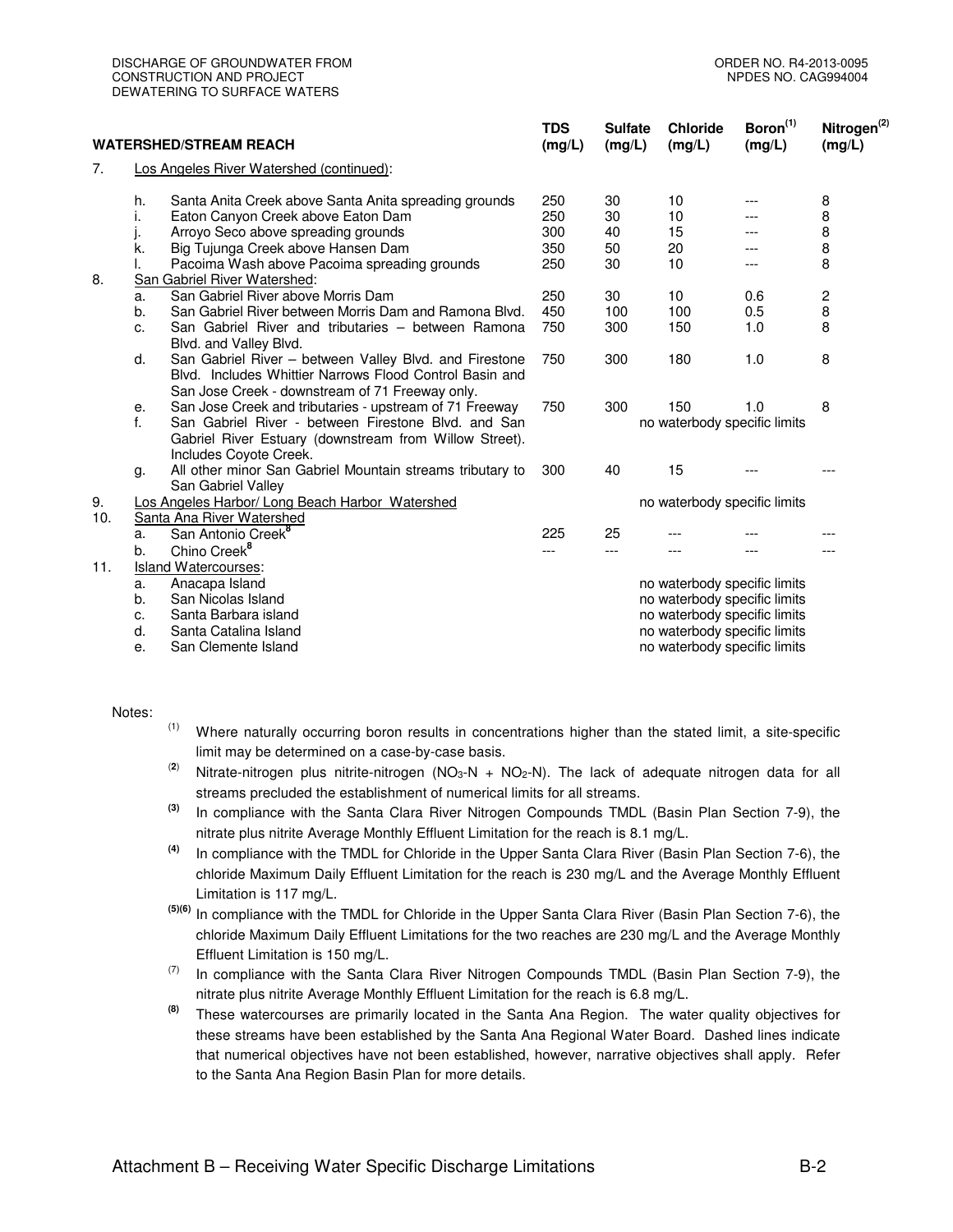| WATERSHED/STREAM REACH | | | TDS (mg/L) | Sulfate (mg/L) | Chloride (mg/L) | Boron[(1)] (mg/L) | Nitrogen[(2)] (mg/L) |
|---|---|---|---|---|---|---|---|
| 7. | Los Angeles River Watershed (continued): | | | | | | |
| | h. | Santa Anita Creek above Santa Anita spreading grounds | 250 | 30 | 10 | --- | 8 |
| | i. | Eaton Canyon Creek above Eaton Dam | 250 | 30 | 10 | --- | 8 |
| | j. | Arroyo Seco above spreading grounds | 300 | 40 | 15 | --- | 8 |
| | k. | Big Tujunga Creek above Hansen Dam | 350 | 50 | 20 | --- | 8 |
| | l. | Pacoima Wash above Pacoima spreading grounds | 250 | 30 | 10 | --- | 8 |
| 8. | San Gabriel River Watershed: | | | | | | |
| | a. | San Gabriel River above Morris Dam | 250 | 30 | 10 | 0.6 | 2 |
| | b. | San Gabriel River between Morris Dam and Ramona Blvd. | 450 | 100 | 100 | 0.5 | 8 |
| | c. | San Gabriel River and tributaries – between Ramona Blvd. and Valley Blvd. | 750 | 300 | 150 | 1.0 | 8 |
| | d. | San Gabriel River – between Valley Blvd. and Firestone Blvd. Includes Whittier Narrows Flood Control Basin and San Jose Creek - downstream of 71 Freeway only. | 750 | 300 | 180 | 1.0 | 8 |
| | e. | San Jose Creek and tributaries - upstream of 71 Freeway | 750 | 300 | 150 | 1.0 | 8 |
| | f. | San Gabriel River - between Firestone Blvd. and San Gabriel River Estuary (downstream from Willow Street). Includes Coyote Creek. | | | no waterbody specific limits | | |
| | g. | All other minor San Gabriel Mountain streams tributary to San Gabriel Valley | 300 | 40 | 15 | --- | --- |
| 9. | Los Angeles Harbor/ Long Beach Harbor Watershed | | | | no waterbody specific limits | | |
| 10. | Santa Ana River Watershed | | | | | | |
| | a. | San Antonio Creek[8] | 225 | 25 | --- | --- | --- |
| | b. | Chino Creek[8] | --- | --- | --- | --- | --- |
| 11. | Island Watercourses: | | | | | | |
| | a. | Anacapa Island | | | no waterbody specific limits | | |
| | b. | San Nicolas Island | | | no waterbody specific limits | | |
| | c. | Santa Barbara island | | | no waterbody specific limits | | |
| | d. | Santa Catalina Island | | | no waterbody specific limits | | |
| | e. | San Clemente Island | | | no waterbody specific limits | | |

Notes:

(1) Where naturally occurring boron results in concentrations higher than the stated limit, a site-specific limit may be determined on a case-by-case basis.

(2) Nitrate-nitrogen plus nitrite-nitrogen ($NO_3$-N + $NO_2$-N). The lack of adequate nitrogen data for all streams precluded the establishment of numerical limits for all streams.

(3) In compliance with the Santa Clara River Nitrogen Compounds TMDL (Basin Plan Section 7-9), the nitrate plus nitrite Average Monthly Effluent Limitation for the reach is 8.1 mg/L.

(4) In compliance with the TMDL for Chloride in the Upper Santa Clara River (Basin Plan Section 7-6), the chloride Maximum Daily Effluent Limitation for the reach is 230 mg/L and the Average Monthly Effluent Limitation is 117 mg/L.

(5)(6) In compliance with the TMDL for Chloride in the Upper Santa Clara River (Basin Plan Section 7-6), the chloride Maximum Daily Effluent Limitations for the two reaches are 230 mg/L and the Average Monthly Effluent Limitation is 150 mg/L.

(7) In compliance with the Santa Clara River Nitrogen Compounds TMDL (Basin Plan Section 7-9), the nitrate plus nitrite Average Monthly Effluent Limitation for the reach is 6.8 mg/L.

(8) These watercourses are primarily located in the Santa Ana Region. The water quality objectives for these streams have been established by the Santa Ana Regional Water Board. Dashed lines indicate that numerical objectives have not been established, however, narrative objectives shall apply. Refer to the Santa Ana Region Basin Plan for more details.